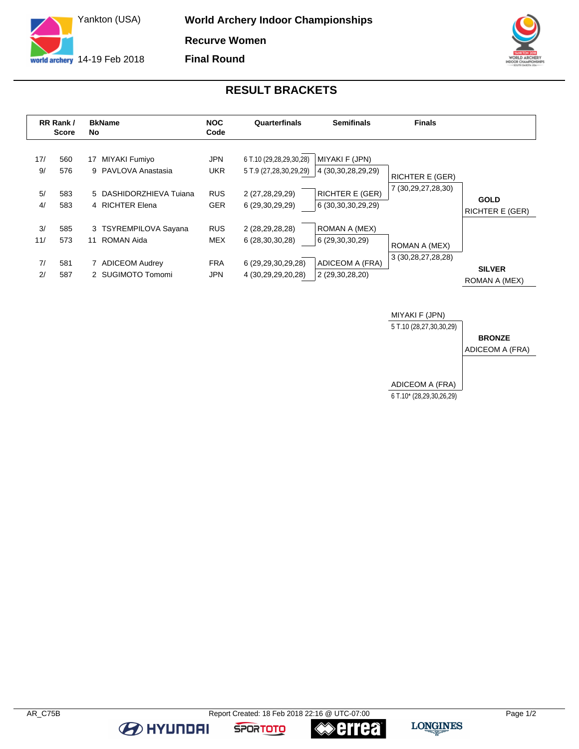Yankton (USA)

14-19 Feb 2018

# World Archery Indoor Championships

## Recurve Women

## Final Round

### RESULT BRACKETS

| RR Rank / Score | | BkName No | | NOC Code | Quarterfinals | Semifinals | Finals |
|---|---|---|---|---|---|---|---|
| 17/ | 560 | 17 | MIYAKI Fumiyo | JPN | 6 T.10 (29,28,29,30,28) | MIYAKI F (JPN) | |
| 9/ | 576 | 9 | PAVLOVA Anastasia | UKR | 5 T.9 (27,28,30,29,29) | 4 (30,30,28,29,29) | |
| | | | | | | | RICHTER E (GER) |
| | | | | | | | 7 (30,29,27,28,30) |
| 5/ | 583 | 5 | DASHIDORZHIEVA Tuiana | RUS | 2 (27,28,29,29) | RICHTER E (GER) | |
| 4/ | 583 | 4 | RICHTER Elena | GER | 6 (29,30,29,29) | 6 (30,30,30,29,29) | |
| 3/ | 585 | 3 | TSYREMPILOVA Sayana | RUS | 2 (28,29,28,28) | ROMAN A (MEX) | |
| 11/ | 573 | 11 | ROMAN Aida | MEX | 6 (28,30,30,28) | 6 (29,30,30,29) | |
| | | | | | | | ROMAN A (MEX) |
| | | | | | | | 3 (30,28,27,28,28) |
| 7/ | 581 | 7 | ADICEOM Audrey | FRA | 6 (29,29,30,29,28) | ADICEOM A (FRA) | |
| 2/ | 587 | 2 | SUGIMOTO Tomomi | JPN | 4 (30,29,29,20,28) | 2 (29,30,28,20) | |

**GOLD**
RICHTER E (GER)

**SILVER**
ROMAN A (MEX)

**Bronze match**

MIYAKI F (JPN)
5 T.10 (28,27,30,30,29)

ADICEOM A (FRA)
6 T.10* (28,29,30,26,29)

**BRONZE**
ADICEOM A (FRA)

AR_C75B

Report Created: 18 Feb 2018 22:16 @ UTC-07:00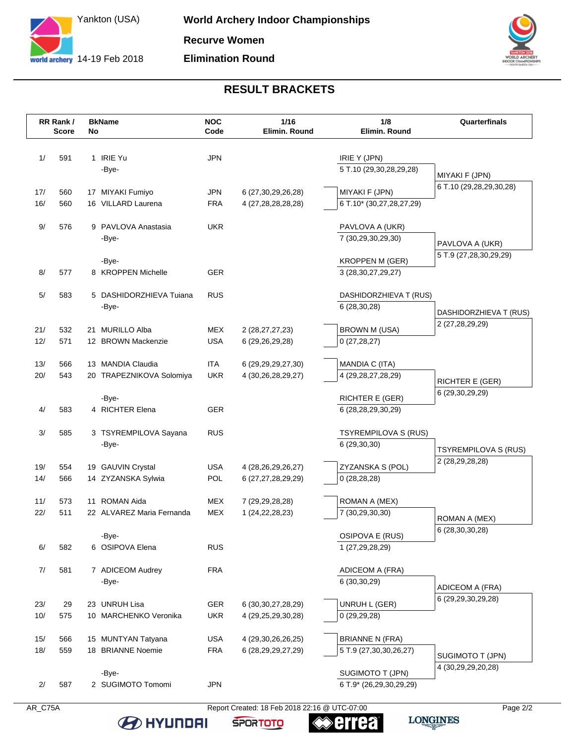# World Archery Indoor Championships

Yankton (USA) 14-19 Feb 2018

**Recurve Women**

**Elimination Round**

## RESULT BRACKETS

| RR Rank / | Score | BkNo | Name | NOC Code | 1/16 Elimin. Round | 1/8 Elimin. Round | Quarterfinals |
|---|---|---|---|---|---|---|---|
| 1/ | 591 | 1 | IRIE Yu | JPN | | IRIE Y (JPN) | |
| | | | -Bye- | | | 5 T.10 (29,30,28,29,28) | MIYAKI F (JPN) |
| 17/ | 560 | 17 | MIYAKI Fumiyo | JPN | 6 (27,30,29,26,28) | MIYAKI F (JPN) | 6 T.10 (29,28,29,30,28) |
| 16/ | 560 | 16 | VILLARD Laurena | FRA | 4 (27,28,28,28,28) | 6 T.10* (30,27,28,27,29) | |
| 9/ | 576 | 9 | PAVLOVA Anastasia | UKR | | PAVLOVA A (UKR) | |
| | | | -Bye- | | | 7 (30,29,30,29,30) | PAVLOVA A (UKR) |
| | | | -Bye- | | | KROPPEN M (GER) | 5 T.9 (27,28,30,29,29) |
| 8/ | 577 | 8 | KROPPEN Michelle | GER | | 3 (28,30,27,29,27) | |
| 5/ | 583 | 5 | DASHIDORZHIEVA Tuiana | RUS | | DASHIDORZHIEVA T (RUS) | |
| | | | -Bye- | | | 6 (28,30,28) | DASHIDORZHIEVA T (RUS) |
| 21/ | 532 | 21 | MURILLO Alba | MEX | 2 (28,27,27,23) | BROWN M (USA) | 2 (27,28,29,27) |
| 12/ | 571 | 12 | BROWN Mackenzie | USA | 6 (29,26,29,28) | 0 (27,28,27) | |
| 13/ | 566 | 13 | MANDIA Claudia | ITA | 6 (29,29,29,27,30) | MANDIA C (ITA) | |
| 20/ | 543 | 20 | TRAPEZNIKOVA Solomiya | UKR | 4 (30,26,28,29,27) | 4 (29,28,27,28,29) | RICHTER E (GER) |
| | | | -Bye- | | | RICHTER E (GER) | 6 (29,30,29,29) |
| 4/ | 583 | 4 | RICHTER Elena | GER | | 6 (28,28,29,30,29) | |
| 3/ | 585 | 3 | TSYREMPILOVA Sayana | RUS | | TSYREMPILOVA S (RUS) | |
| | | | -Bye- | | | 6 (29,30,30) | TSYREMPILOVA S (RUS) |
| 19/ | 554 | 19 | GAUVIN Crystal | USA | 4 (28,26,29,26,27) | ZYZANSKA S (POL) | 2 (28,29,28,28) |
| 14/ | 566 | 14 | ZYZANSKA Sylwia | POL | 6 (27,27,28,29,29) | 0 (28,28,28) | |
| 11/ | 573 | 11 | ROMAN Aida | MEX | 7 (29,29,28,28) | ROMAN A (MEX) | |
| 22/ | 511 | 22 | ALVAREZ Maria Fernanda | MEX | 1 (24,22,28,23) | 7 (30,29,30,30) | ROMAN A (MEX) |
| | | | -Bye- | | | OSIPOVA E (RUS) | 6 (28,30,30,28) |
| 6/ | 582 | 6 | OSIPOVA Elena | RUS | | 1 (27,29,28,29) | |
| 7/ | 581 | 7 | ADICEOM Audrey | FRA | | ADICEOM A (FRA) | |
| | | | -Bye- | | | 6 (30,30,29) | ADICEOM A (FRA) |
| 23/ | 29 | 23 | UNRUH Lisa | GER | 6 (30,30,27,28,29) | UNRUH L (GER) | 6 (29,29,30,29,28) |
| 10/ | 575 | 10 | MARCHENKO Veronika | UKR | 4 (29,25,29,30,28) | 0 (29,29,28) | |
| 15/ | 566 | 15 | MUNTYAN Tatyana | USA | 4 (29,30,26,26,25) | BRIANNE N (FRA) | |
| 18/ | 559 | 18 | BRIANNE Noemie | FRA | 6 (28,29,29,27,29) | 5 T.9 (27,30,30,26,27) | SUGIMOTO T (JPN) |
| | | | -Bye- | | | SUGIMOTO T (JPN) | 4 (30,29,29,20,28) |
| 2/ | 587 | 2 | SUGIMOTO Tomomi | JPN | | 6 T.9* (26,29,30,29,29) | |

AR_C75A Report Created: 18 Feb 2018 22:16 @ UTC-07:00